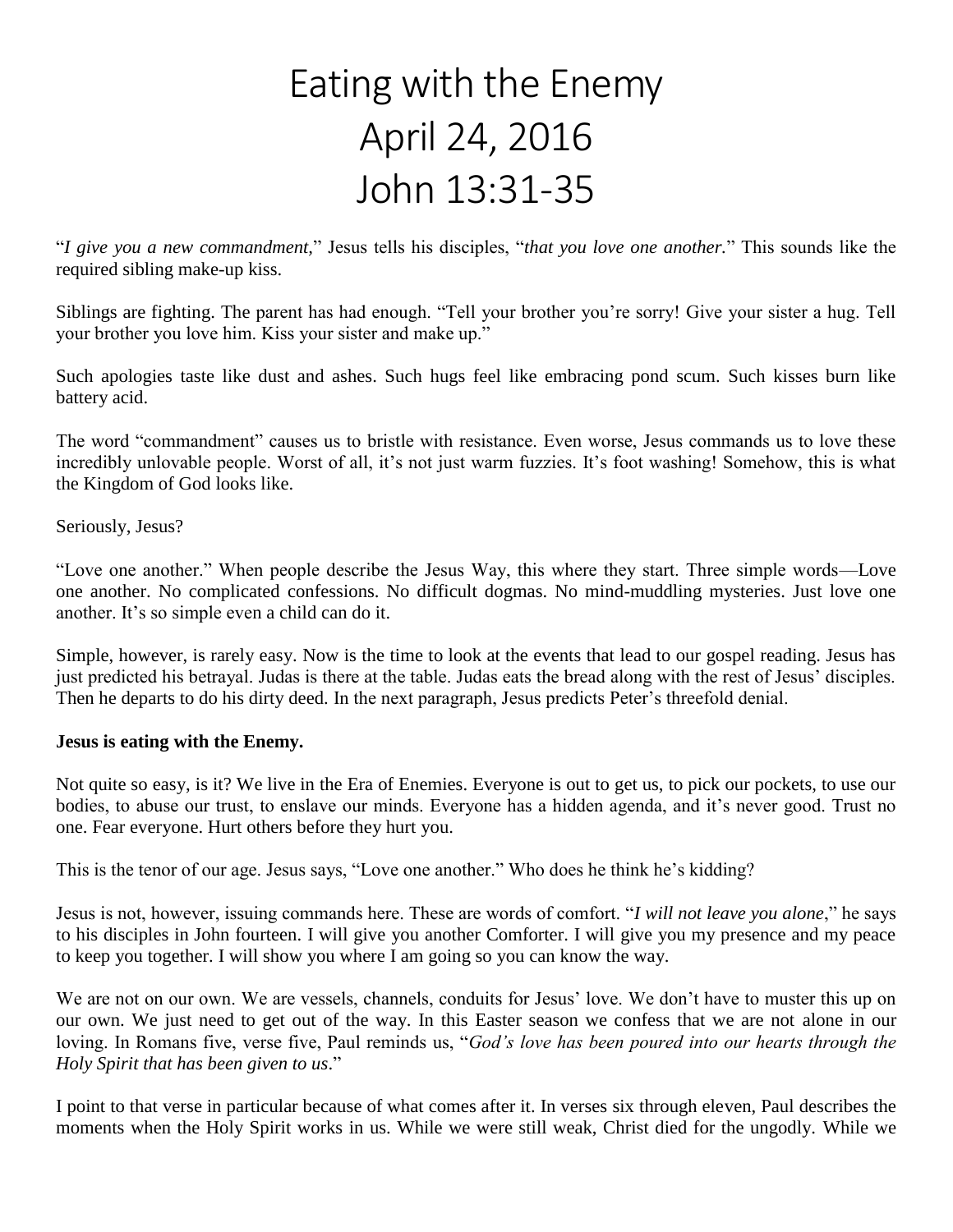# Eating with the Enemy
# April 24, 2016
# John 13:31-35

"*I give you a new commandment,*" Jesus tells his disciples, "*that you love one another.*" This sounds like the required sibling make-up kiss.

Siblings are fighting. The parent has had enough. "Tell your brother you're sorry! Give your sister a hug. Tell your brother you love him. Kiss your sister and make up."

Such apologies taste like dust and ashes. Such hugs feel like embracing pond scum. Such kisses burn like battery acid.

The word "commandment" causes us to bristle with resistance. Even worse, Jesus commands us to love these incredibly unlovable people. Worst of all, it's not just warm fuzzies. It's foot washing! Somehow, this is what the Kingdom of God looks like.

Seriously, Jesus?

"Love one another." When people describe the Jesus Way, this where they start. Three simple words—Love one another. No complicated confessions. No difficult dogmas. No mind-muddling mysteries. Just love one another. It's so simple even a child can do it.

Simple, however, is rarely easy. Now is the time to look at the events that lead to our gospel reading. Jesus has just predicted his betrayal. Judas is there at the table. Judas eats the bread along with the rest of Jesus' disciples. Then he departs to do his dirty deed. In the next paragraph, Jesus predicts Peter's threefold denial.

**Jesus is eating with the Enemy.**

Not quite so easy, is it? We live in the Era of Enemies. Everyone is out to get us, to pick our pockets, to use our bodies, to abuse our trust, to enslave our minds. Everyone has a hidden agenda, and it's never good. Trust no one. Fear everyone. Hurt others before they hurt you.

This is the tenor of our age. Jesus says, "Love one another." Who does he think he's kidding?

Jesus is not, however, issuing commands here. These are words of comfort. "*I will not leave you alone*," he says to his disciples in John fourteen. I will give you another Comforter. I will give you my presence and my peace to keep you together. I will show you where I am going so you can know the way.

We are not on our own. We are vessels, channels, conduits for Jesus' love. We don't have to muster this up on our own. We just need to get out of the way. In this Easter season we confess that we are not alone in our loving. In Romans five, verse five, Paul reminds us, "*God's love has been poured into our hearts through the Holy Spirit that has been given to us*."

I point to that verse in particular because of what comes after it. In verses six through eleven, Paul describes the moments when the Holy Spirit works in us. While we were still weak, Christ died for the ungodly. While we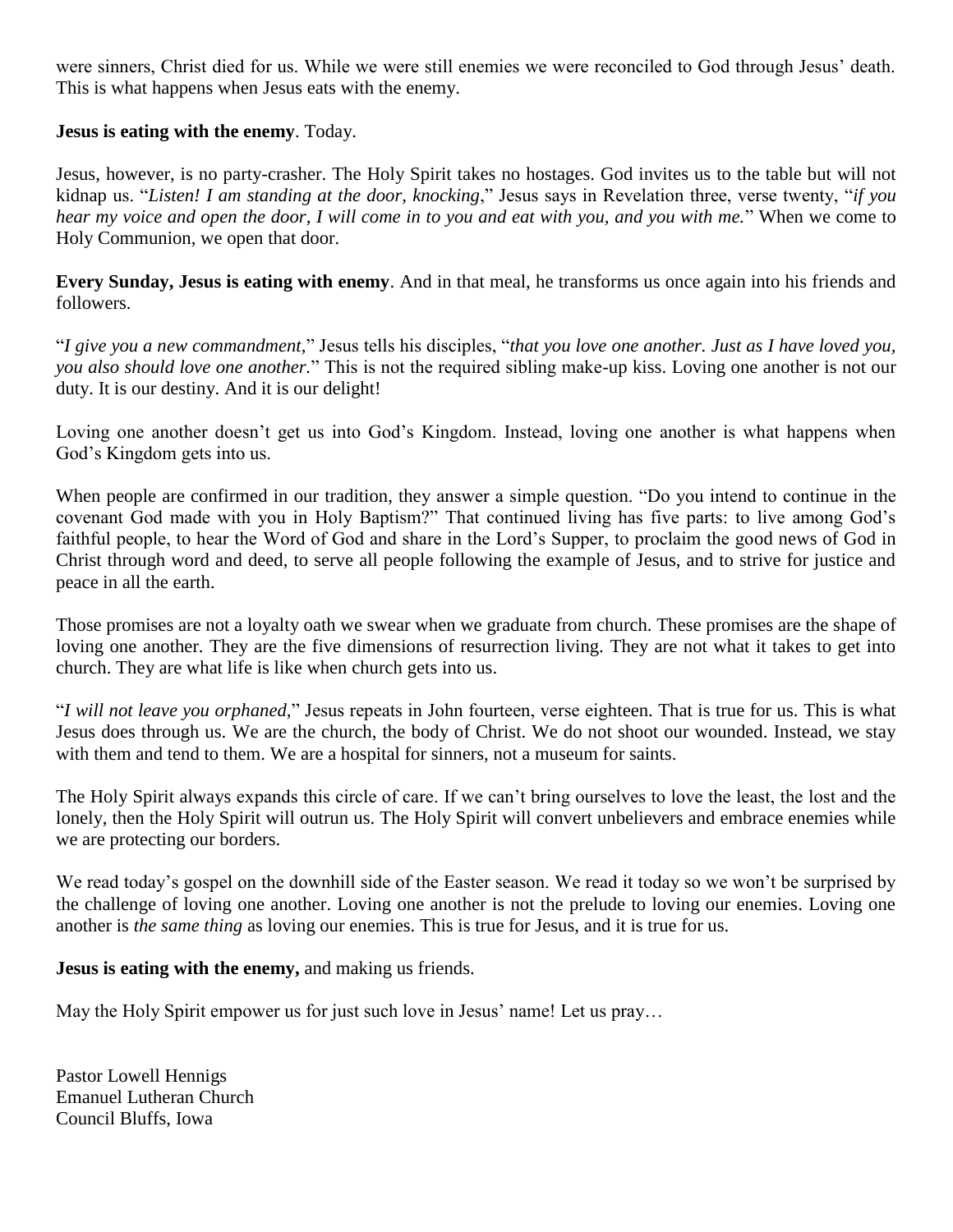were sinners, Christ died for us. While we were still enemies we were reconciled to God through Jesus' death. This is what happens when Jesus eats with the enemy.

**Jesus is eating with the enemy**. Today.

Jesus, however, is no party-crasher. The Holy Spirit takes no hostages. God invites us to the table but will not kidnap us. "*Listen! I am standing at the door, knocking*," Jesus says in Revelation three, verse twenty, "*if you hear my voice and open the door, I will come in to you and eat with you, and you with me.*" When we come to Holy Communion, we open that door.

**Every Sunday, Jesus is eating with enemy**. And in that meal, he transforms us once again into his friends and followers.

"*I give you a new commandment*," Jesus tells his disciples, "*that you love one another. Just as I have loved you, you also should love one another.*" This is not the required sibling make-up kiss. Loving one another is not our duty. It is our destiny. And it is our delight!

Loving one another doesn't get us into God's Kingdom. Instead, loving one another is what happens when God's Kingdom gets into us.

When people are confirmed in our tradition, they answer a simple question. "Do you intend to continue in the covenant God made with you in Holy Baptism?" That continued living has five parts: to live among God's faithful people, to hear the Word of God and share in the Lord's Supper, to proclaim the good news of God in Christ through word and deed, to serve all people following the example of Jesus, and to strive for justice and peace in all the earth.

Those promises are not a loyalty oath we swear when we graduate from church. These promises are the shape of loving one another. They are the five dimensions of resurrection living. They are not what it takes to get into church. They are what life is like when church gets into us.

"*I will not leave you orphaned*," Jesus repeats in John fourteen, verse eighteen. That is true for us. This is what Jesus does through us. We are the church, the body of Christ. We do not shoot our wounded. Instead, we stay with them and tend to them. We are a hospital for sinners, not a museum for saints.

The Holy Spirit always expands this circle of care. If we can't bring ourselves to love the least, the lost and the lonely, then the Holy Spirit will outrun us. The Holy Spirit will convert unbelievers and embrace enemies while we are protecting our borders.

We read today's gospel on the downhill side of the Easter season. We read it today so we won't be surprised by the challenge of loving one another. Loving one another is not the prelude to loving our enemies. Loving one another is *the same thing* as loving our enemies. This is true for Jesus, and it is true for us.

**Jesus is eating with the enemy,** and making us friends.

May the Holy Spirit empower us for just such love in Jesus' name! Let us pray…

Pastor Lowell Hennigs
Emanuel Lutheran Church
Council Bluffs, Iowa